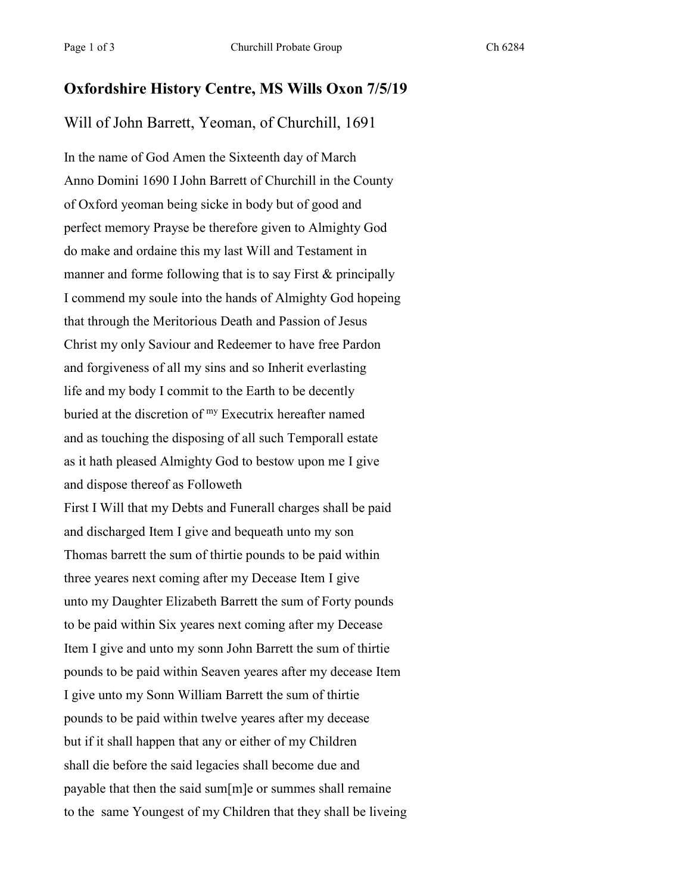## Oxfordshire History Centre, MS Wills Oxon 7/5/19

### Will of John Barrett, Yeoman, of Churchill, 1691

In the name of God Amen the Sixteenth day of March
Anno Domini 1690 I John Barrett of Churchill in the County
of Oxford yeoman being sicke in body but of good and
perfect memory Prayse be therefore given to Almighty God
do make and ordaine this my last Will and Testament in
manner and forme following that is to say First & principally
I commend my soule into the hands of Almighty God hopeing
that through the Meritorious Death and Passion of Jesus
Christ my only Saviour and Redeemer to have free Pardon
and forgiveness of all my sins and so Inherit everlasting
life and my body I commit to the Earth to be decently
buried at the discretion of [my] Executrix hereafter named
and as touching the disposing of all such Temporall estate
as it hath pleased Almighty God to bestow upon me I give
and dispose thereof as Followeth
First I Will that my Debts and Funerall charges shall be paid
and discharged Item I give and bequeath unto my son
Thomas barrett the sum of thirtie pounds to be paid within
three yeares next coming after my Decease Item I give
unto my Daughter Elizabeth Barrett the sum of Forty pounds
to be paid within Six yeares next coming after my Decease
Item I give and unto my sonn John Barrett the sum of thirtie
pounds to be paid within Seaven yeares after my decease Item
I give unto my Sonn William Barrett the sum of thirtie
pounds to be paid within twelve yeares after my decease
but if it shall happen that any or either of my Children
shall die before the said legacies shall become due and
payable that then the said sum[m]e or summes shall remaine
to the same Youngest of my Children that they shall be liveing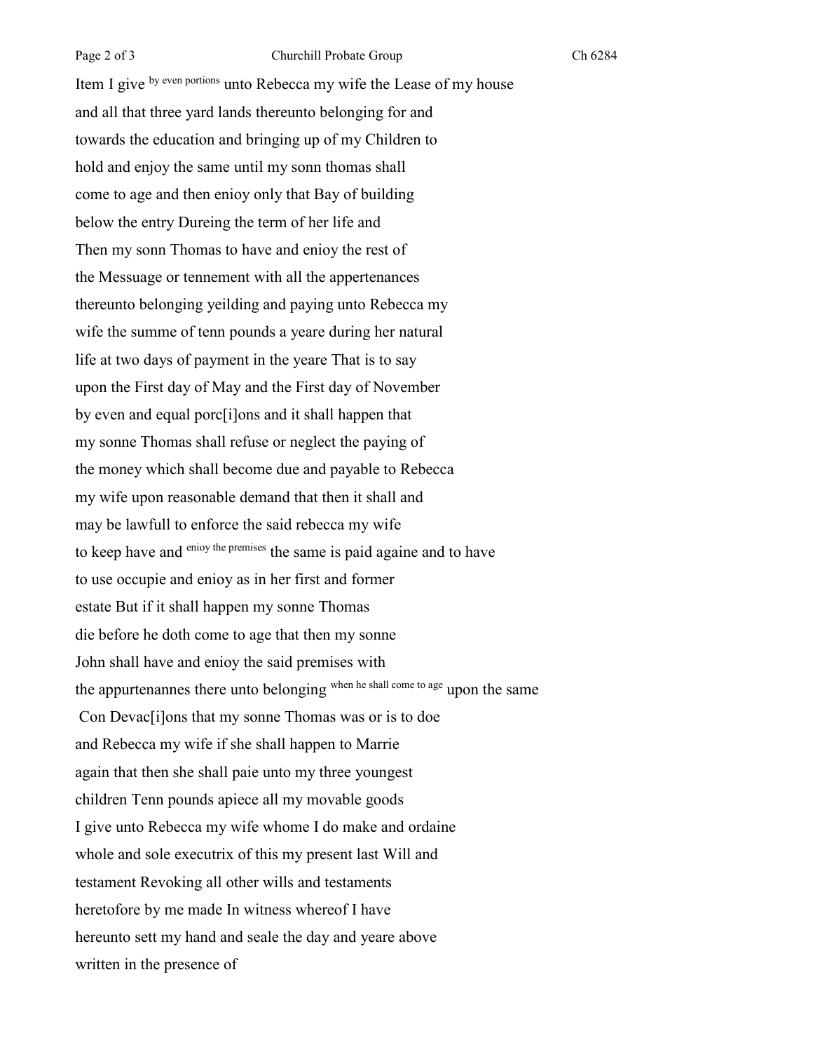Item I give by even portions unto Rebecca my wife the Lease of my house
and all that three yard lands thereunto belonging for and
towards the education and bringing up of my Children to
hold and enjoy the same until my sonn thomas shall
come to age and then enioy only that Bay of building
below the entry Dureing the term of her life and
Then my sonn Thomas to have and enioy the rest of
the Messuage or tennement with all the appertenances
thereunto belonging yeilding and paying unto Rebecca my
wife the summe of tenn pounds a yeare during her natural
life at two days of payment in the yeare That is to say
upon the First day of May and the First day of November
by even and equal porc[i]ons and it shall happen that
my sonne Thomas shall refuse or neglect the paying of
the money which shall become due and payable to Rebecca
my wife upon reasonable demand that then it shall and
may be lawfull to enforce the said rebecca my wife
to keep have and enioy the premises the same is paid againe and to have
to use occupie and enioy as in her first and former
estate But if it shall happen my sonne Thomas
die before he doth come to age that then my sonne
John shall have and enioy the said premises with
the appurtenannes there unto belonging when he shall come to age upon the same
Con Devac[i]ons that my sonne Thomas was or is to doe
and Rebecca my wife if she shall happen to Marrie
again that then she shall paie unto my three youngest
children Tenn pounds apiece all my movable goods
I give unto Rebecca my wife whome I do make and ordaine
whole and sole executrix of this my present last Will and
testament Revoking all other wills and testaments
heretofore by me made In witness whereof I have
hereunto sett my hand and seale the day and yeare above
written in the presence of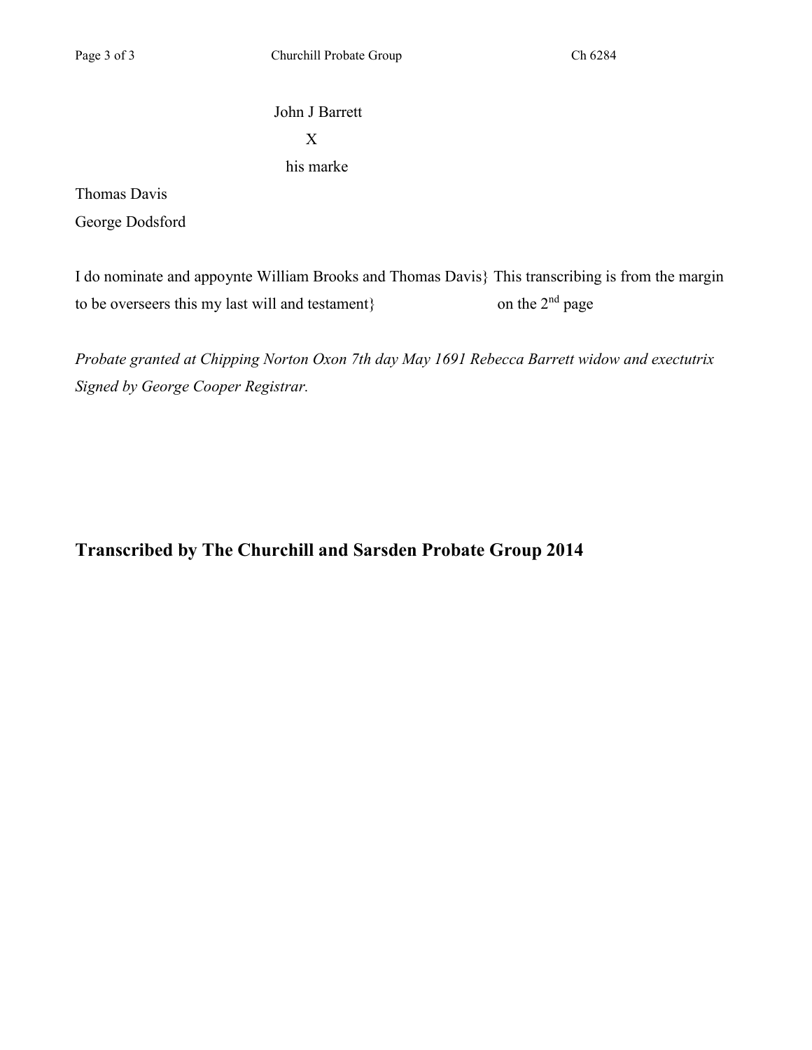John J Barrett

X

his marke

Thomas Davis

George Dodsford

I do nominate and appoynte William Brooks and Thomas Davis} This transcribing is from the margin
to be overseers this my last will and testament} on the 2nd page

*Probate granted at Chipping Norton Oxon 7th day May 1691 Rebecca Barrett widow and exectutrix Signed by George Cooper Registrar.*

**Transcribed by The Churchill and Sarsden Probate Group 2014**